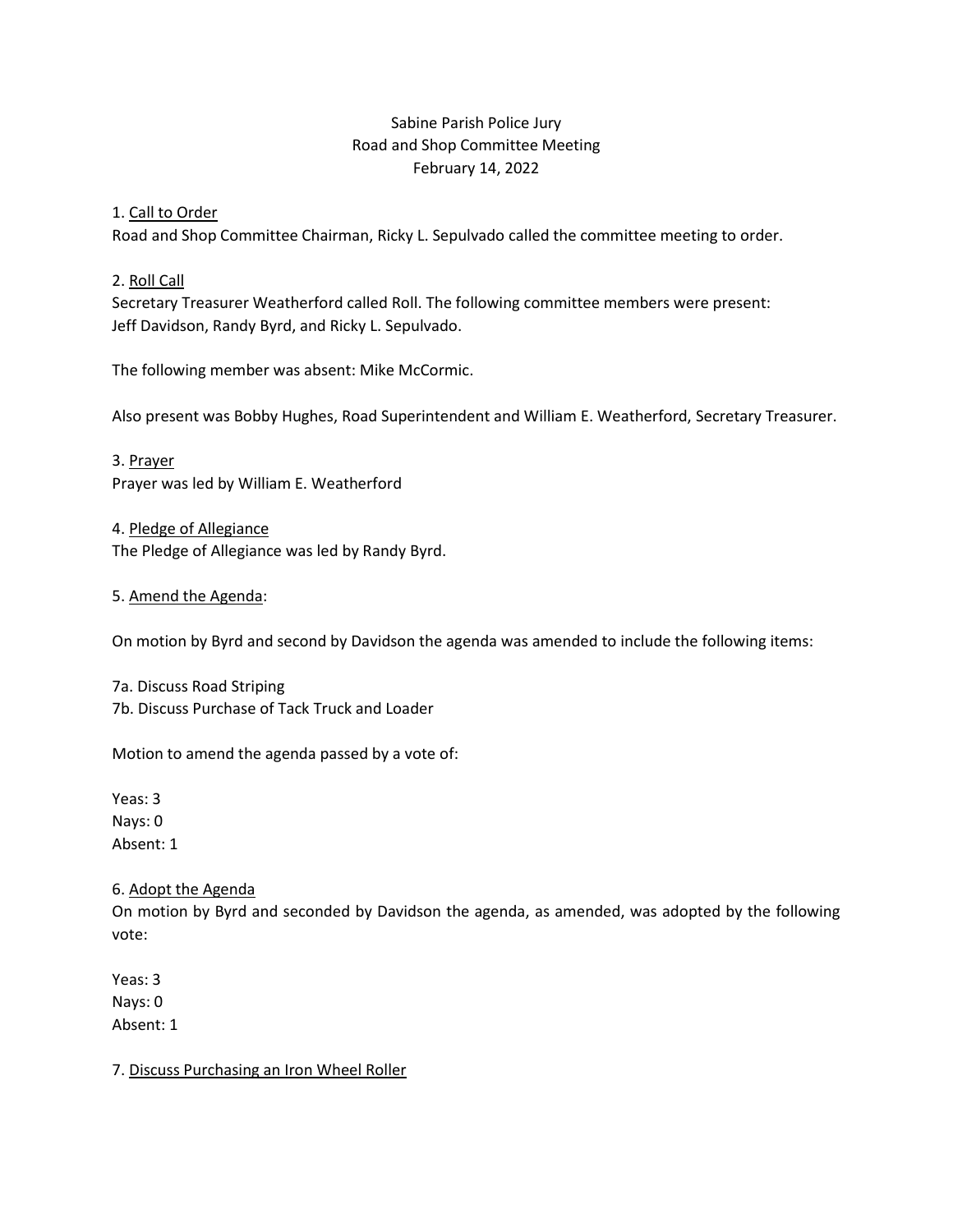Sabine Parish Police Jury
Road and Shop Committee Meeting
February 14, 2022

1. <u>Call to Order</u>
Road and Shop Committee Chairman, Ricky L. Sepulvado called the committee meeting to order.

2. <u>Roll Call</u>
Secretary Treasurer Weatherford called Roll. The following committee members were present: Jeff Davidson, Randy Byrd, and Ricky L. Sepulvado.

The following member was absent: Mike McCormic.

Also present was Bobby Hughes, Road Superintendent and William E. Weatherford, Secretary Treasurer.

3. <u>Prayer</u>
Prayer was led by William E. Weatherford

4. <u>Pledge of Allegiance</u>
The Pledge of Allegiance was led by Randy Byrd.

5. <u>Amend the Agenda</u>:

On motion by Byrd and second by Davidson the agenda was amended to include the following items:

7a. Discuss Road Striping
7b. Discuss Purchase of Tack Truck and Loader

Motion to amend the agenda passed by a vote of:

Yeas: 3
Nays: 0
Absent: 1

6. <u>Adopt the Agenda</u>
On motion by Byrd and seconded by Davidson the agenda, as amended, was adopted by the following vote:

Yeas: 3
Nays: 0
Absent: 1

7. <u>Discuss Purchasing an Iron Wheel Roller</u>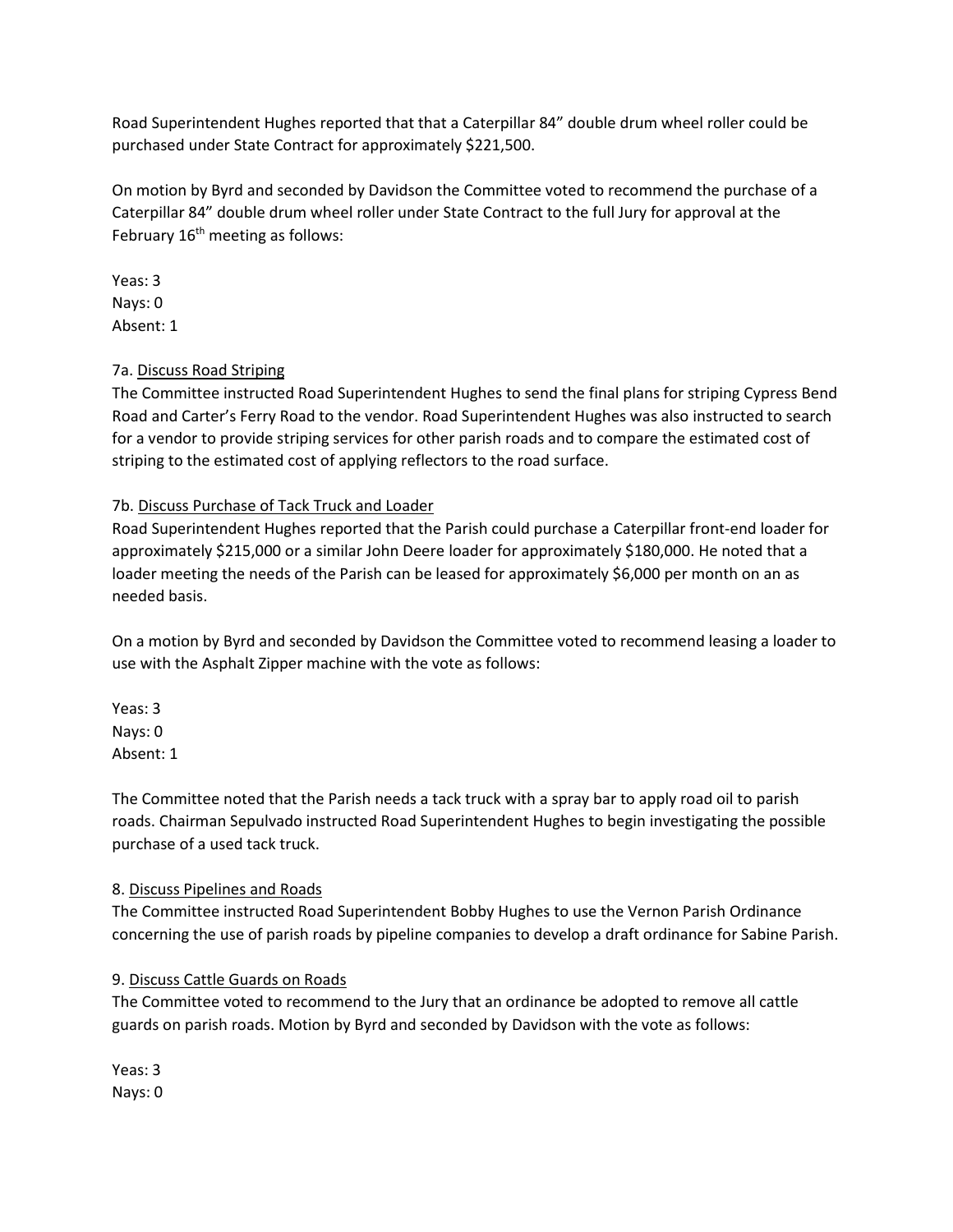Road Superintendent Hughes reported that that a Caterpillar 84" double drum wheel roller could be purchased under State Contract for approximately $221,500.

On motion by Byrd and seconded by Davidson the Committee voted to recommend the purchase of a Caterpillar 84" double drum wheel roller under State Contract to the full Jury for approval at the February 16th meeting as follows:

Yeas: 3
Nays: 0
Absent: 1

7a. <u>Discuss Road Striping</u>
The Committee instructed Road Superintendent Hughes to send the final plans for striping Cypress Bend Road and Carter's Ferry Road to the vendor. Road Superintendent Hughes was also instructed to search for a vendor to provide striping services for other parish roads and to compare the estimated cost of striping to the estimated cost of applying reflectors to the road surface.

7b. <u>Discuss Purchase of Tack Truck and Loader</u>
Road Superintendent Hughes reported that the Parish could purchase a Caterpillar front-end loader for approximately $215,000 or a similar John Deere loader for approximately $180,000. He noted that a loader meeting the needs of the Parish can be leased for approximately $6,000 per month on an as needed basis.

On a motion by Byrd and seconded by Davidson the Committee voted to recommend leasing a loader to use with the Asphalt Zipper machine with the vote as follows:

Yeas: 3
Nays: 0
Absent: 1

The Committee noted that the Parish needs a tack truck with a spray bar to apply road oil to parish roads. Chairman Sepulvado instructed Road Superintendent Hughes to begin investigating the possible purchase of a used tack truck.

8. <u>Discuss Pipelines and Roads</u>
The Committee instructed Road Superintendent Bobby Hughes to use the Vernon Parish Ordinance concerning the use of parish roads by pipeline companies to develop a draft ordinance for Sabine Parish.

9. <u>Discuss Cattle Guards on Roads</u>
The Committee voted to recommend to the Jury that an ordinance be adopted to remove all cattle guards on parish roads. Motion by Byrd and seconded by Davidson with the vote as follows:

Yeas: 3
Nays: 0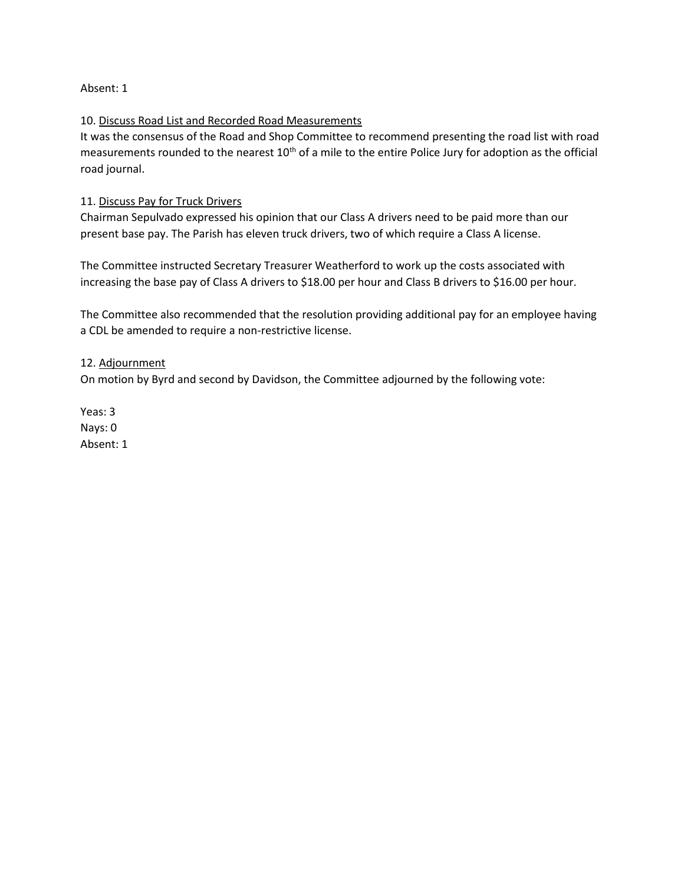Absent: 1

10. <u>Discuss Road List and Recorded Road Measurements</u>

It was the consensus of the Road and Shop Committee to recommend presenting the road list with road measurements rounded to the nearest 10th of a mile to the entire Police Jury for adoption as the official road journal.

11. <u>Discuss Pay for Truck Drivers</u>

Chairman Sepulvado expressed his opinion that our Class A drivers need to be paid more than our present base pay. The Parish has eleven truck drivers, two of which require a Class A license.

The Committee instructed Secretary Treasurer Weatherford to work up the costs associated with increasing the base pay of Class A drivers to $18.00 per hour and Class B drivers to $16.00 per hour.

The Committee also recommended that the resolution providing additional pay for an employee having a CDL be amended to require a non-restrictive license.

12. <u>Adjournment</u>

On motion by Byrd and second by Davidson, the Committee adjourned by the following vote:

Yeas: 3
Nays: 0
Absent: 1